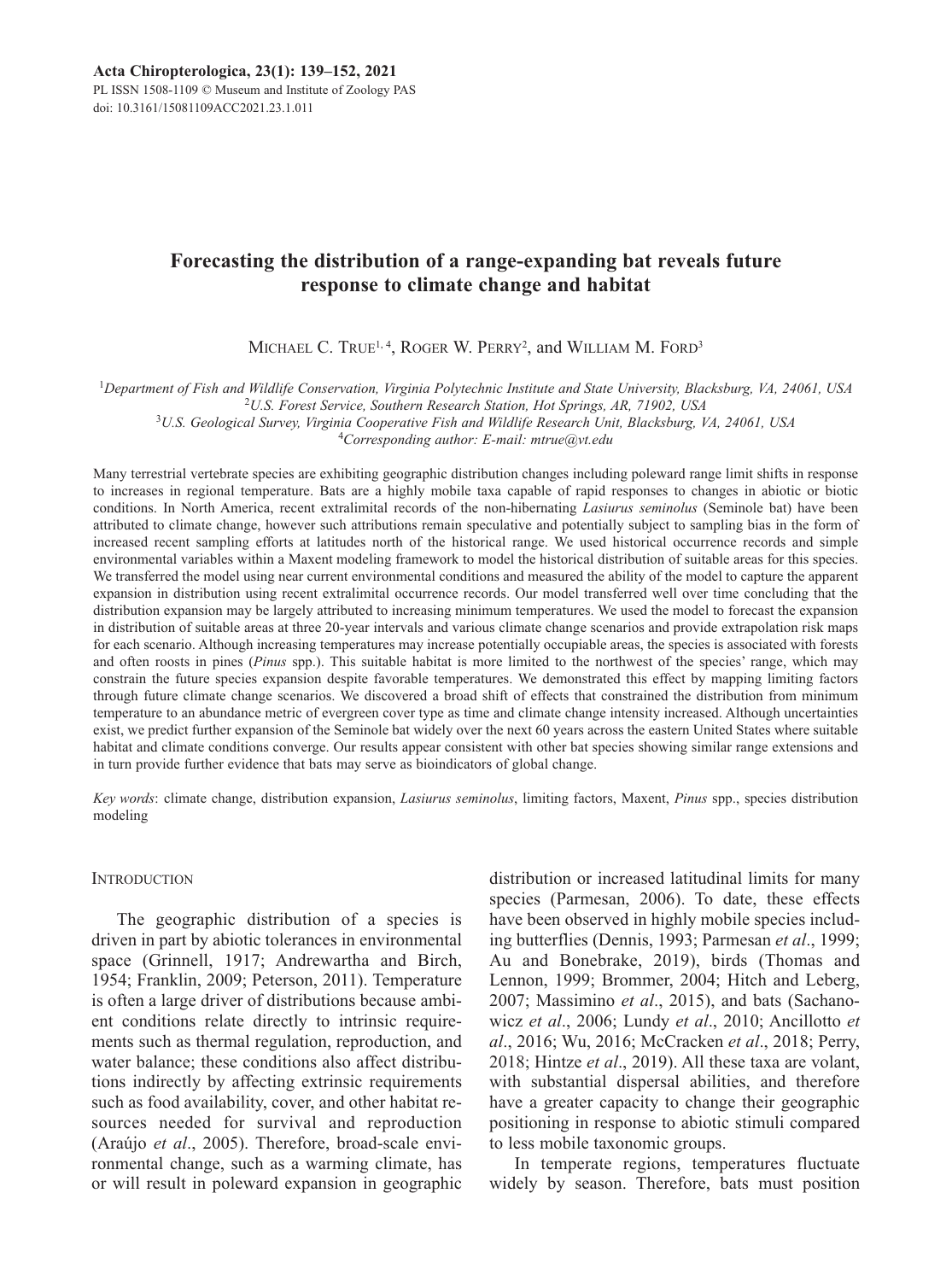# Forecasting the distribution of a range-expanding bat reveals future response to climate change and habitat

MICHAEL C. TRUE[1, 4], ROGER W. PERRY[2], and WILLIAM M. FORD[3]

[1]*Department of Fish and Wildlife Conservation, Virginia Polytechnic Institute and State University, Blacksburg, VA, 24061, USA*
[2]*U.S. Forest Service, Southern Research Station, Hot Springs, AR, 71902, USA*
[3]*U.S. Geological Survey, Virginia Cooperative Fish and Wildlife Research Unit, Blacksburg, VA, 24061, USA*
[4]*Corresponding author: E-mail: mtrue@vt.edu*

Many terrestrial vertebrate species are exhibiting geographic distribution changes including poleward range limit shifts in response to increases in regional temperature. Bats are a highly mobile taxa capable of rapid responses to changes in abiotic or biotic conditions. In North America, recent extralimital records of the non-hibernating *Lasiurus seminolus* (Seminole bat) have been attributed to climate change, however such attributions remain speculative and potentially subject to sampling bias in the form of increased recent sampling efforts at latitudes north of the historical range. We used historical occurrence records and simple environmental variables within a Maxent modeling framework to model the historical distribution of suitable areas for this species. We transferred the model using near current environmental conditions and measured the ability of the model to capture the apparent expansion in distribution using recent extralimital occurrence records. Our model transferred well over time concluding that the distribution expansion may be largely attributed to increasing minimum temperatures. We used the model to forecast the expansion in distribution of suitable areas at three 20-year intervals and various climate change scenarios and provide extrapolation risk maps for each scenario. Although increasing temperatures may increase potentially occupiable areas, the species is associated with forests and often roosts in pines (*Pinus* spp.). This suitable habitat is more limited to the northwest of the species' range, which may constrain the future species expansion despite favorable temperatures. We demonstrated this effect by mapping limiting factors through future climate change scenarios. We discovered a broad shift of effects that constrained the distribution from minimum temperature to an abundance metric of evergreen cover type as time and climate change intensity increased. Although uncertainties exist, we predict further expansion of the Seminole bat widely over the next 60 years across the eastern United States where suitable habitat and climate conditions converge. Our results appear consistent with other bat species showing similar range extensions and in turn provide further evidence that bats may serve as bioindicators of global change.

*Key words*: climate change, distribution expansion, *Lasiurus seminolus*, limiting factors, Maxent, *Pinus* spp., species distribution modeling

## INTRODUCTION

The geographic distribution of a species is driven in part by abiotic tolerances in environmental space (Grinnell, 1917; Andrewartha and Birch, 1954; Franklin, 2009; Peterson, 2011). Temperature is often a large driver of distributions because ambient conditions relate directly to intrinsic requirements such as thermal regulation, reproduction, and water balance; these conditions also affect distributions indirectly by affecting extrinsic requirements such as food availability, cover, and other habitat resources needed for survival and reproduction (Araújo *et al*., 2005). Therefore, broad-scale environmental change, such as a warming climate, has or will result in poleward expansion in geographic distribution or increased latitudinal limits for many species (Parmesan, 2006). To date, these effects have been observed in highly mobile species including butterflies (Dennis, 1993; Parmesan *et al*., 1999; Au and Bonebrake, 2019), birds (Thomas and Lennon, 1999; Brommer, 2004; Hitch and Leberg, 2007; Massimino *et al*., 2015), and bats (Sachanowicz *et al*., 2006; Lundy *et al*., 2010; Ancillotto *et al*., 2016; Wu, 2016; McCracken *et al*., 2018; Perry, 2018; Hintze *et al*., 2019). All these taxa are volant, with substantial dispersal abilities, and therefore have a greater capacity to change their geographic positioning in response to abiotic stimuli compared to less mobile taxonomic groups.

In temperate regions, temperatures fluctuate widely by season. Therefore, bats must position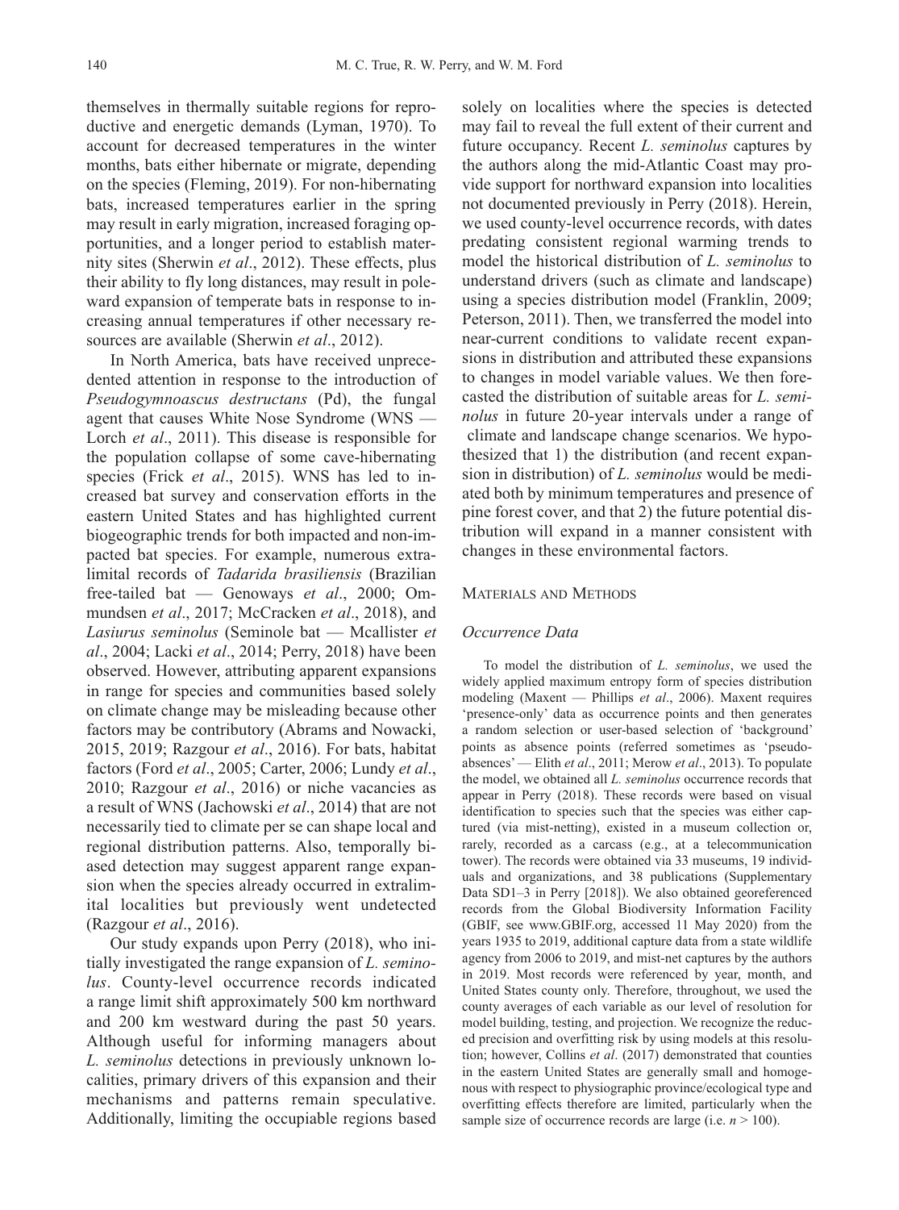themselves in thermally suitable regions for reproductive and energetic demands (Lyman, 1970). To account for decreased temperatures in the winter months, bats either hibernate or migrate, depending on the species (Fleming, 2019). For non-hibernating bats, increased temperatures earlier in the spring may result in early migration, increased foraging opportunities, and a longer period to establish maternity sites (Sherwin *et al*., 2012). These effects, plus their ability to fly long distances, may result in poleward expansion of temperate bats in response to increasing annual temperatures if other necessary resources are available (Sherwin *et al*., 2012).

In North America, bats have received unprecedented attention in response to the introduction of *Pseudogymnoascus destructans* (Pd), the fungal agent that causes White Nose Syndrome (WNS — Lorch *et al*., 2011). This disease is responsible for the population collapse of some cave-hibernating species (Frick *et al*., 2015). WNS has led to increased bat survey and conservation efforts in the eastern United States and has highlighted current biogeographic trends for both impacted and non-impacted bat species. For example, numerous extralimital records of *Tadarida brasiliensis* (Brazilian free-tailed bat — Genoways *et al*., 2000; Ommundsen *et al*., 2017; McCracken *et al*., 2018), and *Lasiurus seminolus* (Seminole bat — Mcallister *et al*., 2004; Lacki *et al*., 2014; Perry, 2018) have been observed. However, attributing apparent expansions in range for species and communities based solely on climate change may be misleading because other factors may be contributory (Abrams and Nowacki, 2015, 2019; Razgour *et al*., 2016). For bats, habitat factors (Ford *et al*., 2005; Carter, 2006; Lundy *et al*., 2010; Razgour *et al*., 2016) or niche vacancies as a result of WNS (Jachowski *et al*., 2014) that are not necessarily tied to climate per se can shape local and regional distribution patterns. Also, temporally biased detection may suggest apparent range expansion when the species already occurred in extralimital localities but previously went undetected (Razgour *et al*., 2016).

Our study expands upon Perry (2018), who initially investigated the range expansion of *L. seminolus*. County-level occurrence records indicated a range limit shift approximately 500 km northward and 200 km westward during the past 50 years. Although useful for informing managers about *L. seminolus* detections in previously unknown localities, primary drivers of this expansion and their mechanisms and patterns remain speculative. Additionally, limiting the occupiable regions based solely on localities where the species is detected may fail to reveal the full extent of their current and future occupancy. Recent *L. seminolus* captures by the authors along the mid-Atlantic Coast may provide support for northward expansion into localities not documented previously in Perry (2018). Herein, we used county-level occurrence records, with dates predating consistent regional warming trends to model the historical distribution of *L. seminolus* to understand drivers (such as climate and landscape) using a species distribution model (Franklin, 2009; Peterson, 2011). Then, we transferred the model into near-current conditions to validate recent expansions in distribution and attributed these expansions to changes in model variable values. We then forecasted the distribution of suitable areas for *L. seminolus* in future 20-year intervals under a range of climate and landscape change scenarios. We hypothesized that 1) the distribution (and recent expansion in distribution) of *L. seminolus* would be mediated both by minimum temperatures and presence of pine forest cover, and that 2) the future potential distribution will expand in a manner consistent with changes in these environmental factors.

## Materials and Methods

### *Occurrence Data*

To model the distribution of *L. seminolus*, we used the widely applied maximum entropy form of species distribution modeling (Maxent — Phillips *et al*., 2006). Maxent requires 'presence-only' data as occurrence points and then generates a random selection or user-based selection of 'background' points as absence points (referred sometimes as 'pseudo-absences' — Elith *et al*., 2011; Merow *et al*., 2013). To populate the model, we obtained all *L. seminolus* occurrence records that appear in Perry (2018). These records were based on visual identification to species such that the species was either captured (via mist-netting), existed in a museum collection or, rarely, recorded as a carcass (e.g., at a telecommunication tower). The records were obtained via 33 museums, 19 individuals and organizations, and 38 publications (Supplementary Data SD1–3 in Perry [2018]). We also obtained georeferenced records from the Global Biodiversity Information Facility (GBIF, see www.GBIF.org, accessed 11 May 2020) from the years 1935 to 2019, additional capture data from a state wildlife agency from 2006 to 2019, and mist-net captures by the authors in 2019. Most records were referenced by year, month, and United States county only. Therefore, throughout, we used the county averages of each variable as our level of resolution for model building, testing, and projection. We recognize the reduced precision and overfitting risk by using models at this resolution; however, Collins *et al*. (2017) demonstrated that counties in the eastern United States are generally small and homogenous with respect to physiographic province/ecological type and overfitting effects therefore are limited, particularly when the sample size of occurrence records are large (i.e. $n > 100$).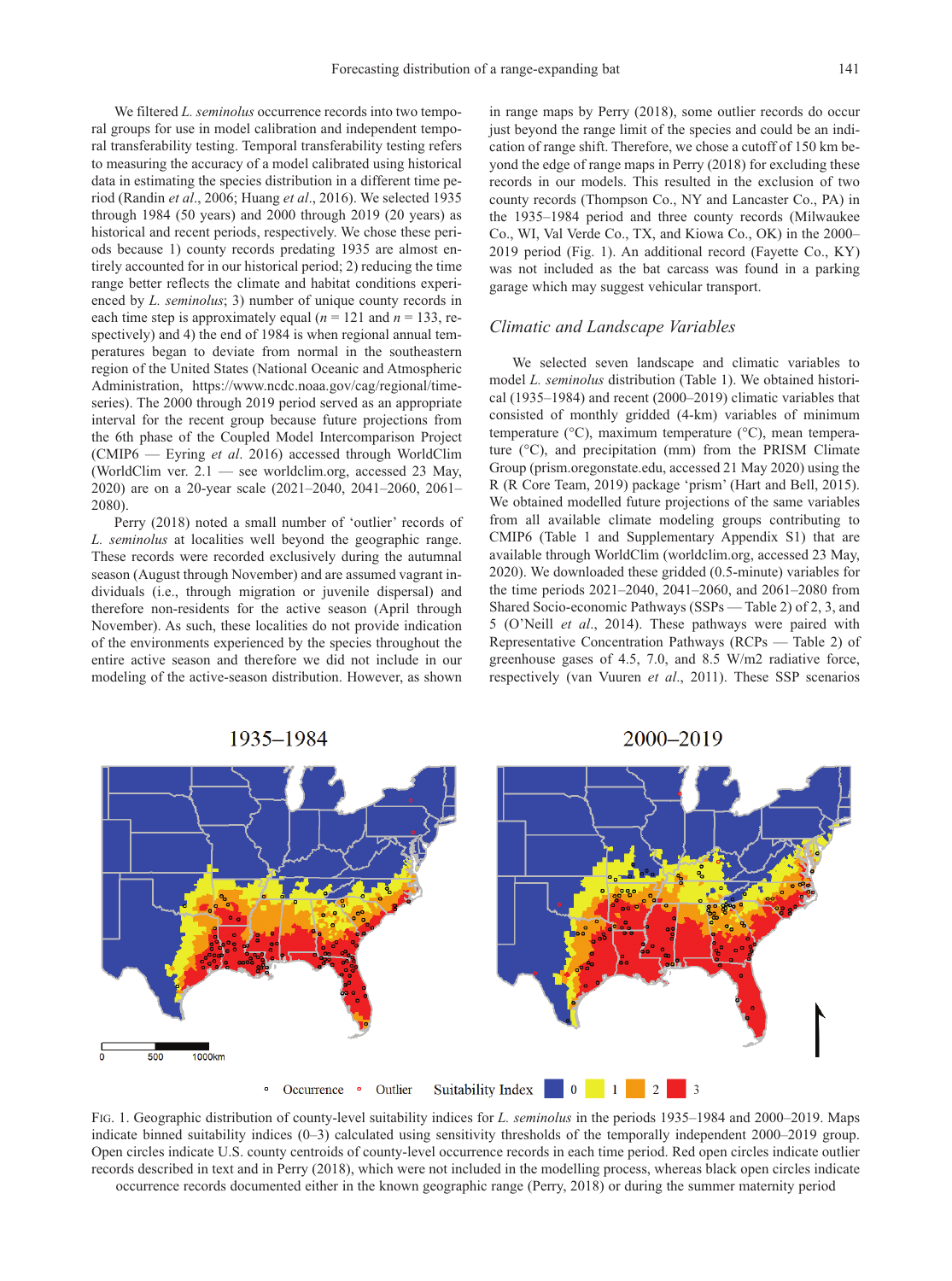We filtered *L. seminolus* occurrence records into two temporal groups for use in model calibration and independent temporal transferability testing. Temporal transferability testing refers to measuring the accuracy of a model calibrated using historical data in estimating the species distribution in a different time period (Randin *et al*., 2006; Huang *et al*., 2016). We selected 1935 through 1984 (50 years) and 2000 through 2019 (20 years) as historical and recent periods, respectively. We chose these periods because 1) county records predating 1935 are almost entirely accounted for in our historical period; 2) reducing the time range better reflects the climate and habitat conditions experienced by *L. seminolus*; 3) number of unique county records in each time step is approximately equal ($n$ = 121 and $n$ = 133, respectively) and 4) the end of 1984 is when regional annual temperatures began to deviate from normal in the southeastern region of the United States (National Oceanic and Atmospheric Administration, https://www.ncdc.noaa.gov/cag/regional/time-series). The 2000 through 2019 period served as an appropriate interval for the recent group because future projections from the 6th phase of the Coupled Model Intercomparison Project (CMIP6 — Eyring *et al*. 2016) accessed through WorldClim (WorldClim ver. 2.1 — see worldclim.org, accessed 23 May, 2020) are on a 20-year scale (2021–2040, 2041–2060, 2061–2080).

Perry (2018) noted a small number of 'outlier' records of *L. seminolus* at localities well beyond the geographic range. These records were recorded exclusively during the autumnal season (August through November) and are assumed vagrant individuals (i.e., through migration or juvenile dispersal) and therefore non-residents for the active season (April through November). As such, these localities do not provide indication of the environments experienced by the species throughout the entire active season and therefore we did not include in our modeling of the active-season distribution. However, as shown in range maps by Perry (2018), some outlier records do occur just beyond the range limit of the species and could be an indication of range shift. Therefore, we chose a cutoff of 150 km beyond the edge of range maps in Perry (2018) for excluding these records in our models. This resulted in the exclusion of two county records (Thompson Co., NY and Lancaster Co., PA) in the 1935–1984 period and three county records (Milwaukee Co., WI, Val Verde Co., TX, and Kiowa Co., OK) in the 2000–2019 period (Fig. 1). An additional record (Fayette Co., KY) was not included as the bat carcass was found in a parking garage which may suggest vehicular transport.

### Climatic and Landscape Variables

We selected seven landscape and climatic variables to model *L. seminolus* distribution (Table 1). We obtained historical (1935–1984) and recent (2000–2019) climatic variables that consisted of monthly gridded (4-km) variables of minimum temperature (°C), maximum temperature (°C), mean temperature (°C), and precipitation (mm) from the PRISM Climate Group (prism.oregonstate.edu, accessed 21 May 2020) using the R (R Core Team, 2019) package 'prism' (Hart and Bell, 2015). We obtained modelled future projections of the same variables from all available climate modeling groups contributing to CMIP6 (Table 1 and Supplementary Appendix S1) that are available through WorldClim (worldclim.org, accessed 23 May, 2020). We downloaded these gridded (0.5-minute) variables for the time periods 2021–2040, 2041–2060, and 2061–2080 from Shared Socio-economic Pathways (SSPs — Table 2) of 2, 3, and 5 (O'Neill *et al*., 2014). These pathways were paired with Representative Concentration Pathways (RCPs — Table 2) of greenhouse gases of 4.5, 7.0, and 8.5 W/m2 radiative force, respectively (van Vuuren *et al*., 2011). These SSP scenarios

Fig. 1. Geographic distribution of county-level suitability indices for *L. seminolus* in the periods 1935–1984 and 2000–2019. Maps indicate binned suitability indices (0–3) calculated using sensitivity thresholds of the temporally independent 2000–2019 group. Open circles indicate U.S. county centroids of county-level occurrence records in each time period. Red open circles indicate outlier records described in text and in Perry (2018), which were not included in the modelling process, whereas black open circles indicate occurrence records documented either in the known geographic range (Perry, 2018) or during the summer maternity period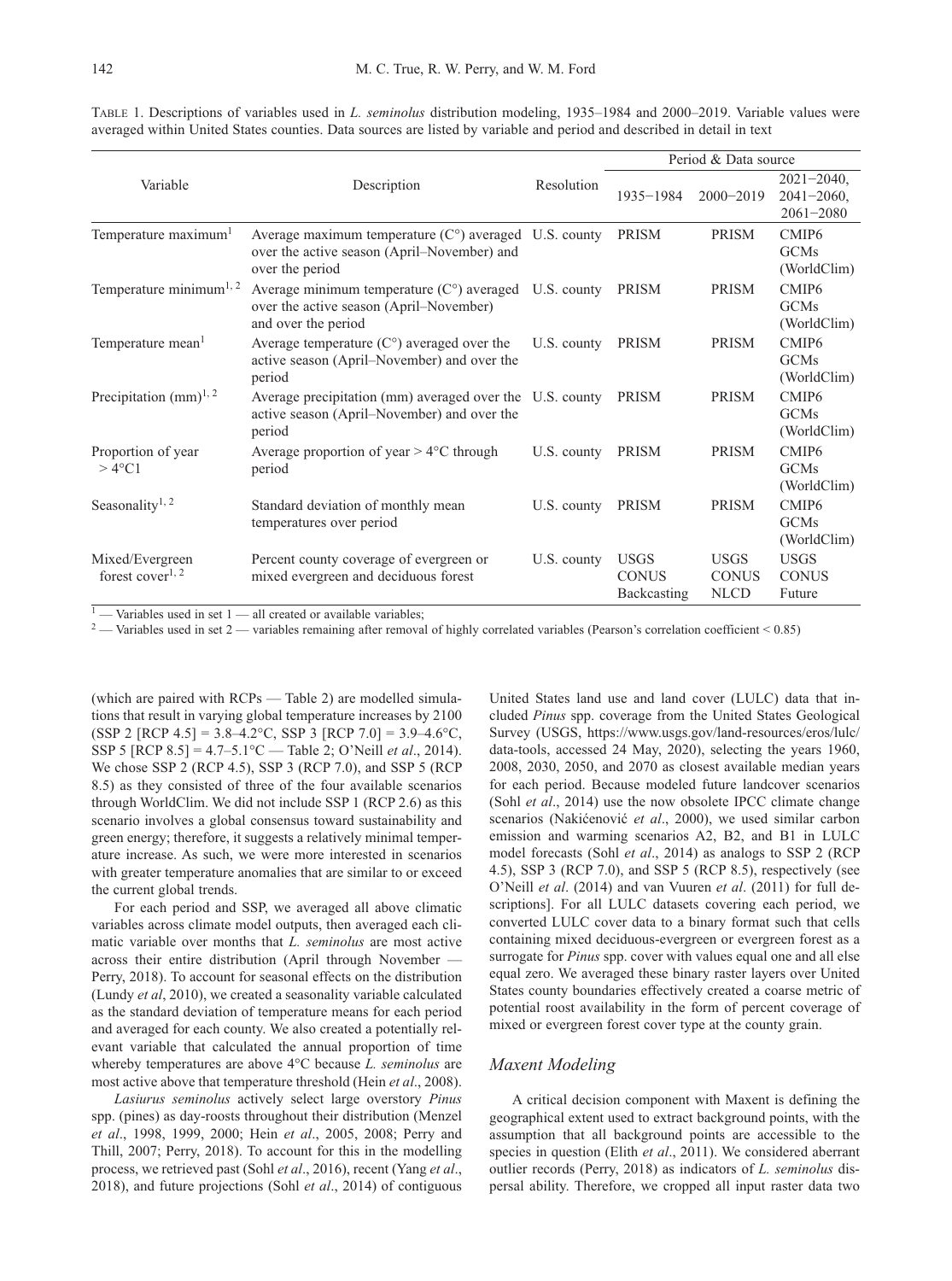TABLE 1. Descriptions of variables used in *L. seminolus* distribution modeling, 1935–1984 and 2000–2019. Variable values were averaged within United States counties. Data sources are listed by variable and period and described in detail in text

| Variable | Description | Resolution | Period & Data source | | |
|---|---|---|---|---|---|
| | | | 1935–1984 | 2000–2019 | 2021–2040, 2041–2060, 2061–2080 |
| Temperature maximum[1] | Average maximum temperature (C°) averaged over the active season (April–November) and over the period | U.S. county | PRISM | PRISM | CMIP6 GCMs (WorldClim) |
| Temperature minimum[1, 2] | Average minimum temperature (C°) averaged over the active season (April–November) and over the period | U.S. county | PRISM | PRISM | CMIP6 GCMs (WorldClim) |
| Temperature mean[1] | Average temperature (C°) averaged over the active season (April–November) and over the period | U.S. county | PRISM | PRISM | CMIP6 GCMs (WorldClim) |
| Precipitation (mm)[1, 2] | Average precipitation (mm) averaged over the active season (April–November) and over the period | U.S. county | PRISM | PRISM | CMIP6 GCMs (WorldClim) |
| Proportion of year > 4°C1 | Average proportion of year > 4°C through period | U.S. county | PRISM | PRISM | CMIP6 GCMs (WorldClim) |
| Seasonality[1, 2] | Standard deviation of monthly mean temperatures over period | U.S. county | PRISM | PRISM | CMIP6 GCMs (WorldClim) |
| Mixed/Evergreen forest cover[1, 2] | Percent county coverage of evergreen or mixed evergreen and deciduous forest | U.S. county | USGS CONUS Backcasting | USGS CONUS NLCD | USGS CONUS Future |

[1] — Variables used in set 1 — all created or available variables;
[2] — Variables used in set 2 — variables remaining after removal of highly correlated variables (Pearson's correlation coefficient < 0.85)

(which are paired with RCPs — Table 2) are modelled simulations that result in varying global temperature increases by 2100 (SSP 2 [RCP 4.5] = 3.8–4.2°C, SSP 3 [RCP 7.0] = 3.9–4.6°C, SSP 5 [RCP 8.5] = 4.7–5.1°C — Table 2; O'Neill *et al*., 2014). We chose SSP 2 (RCP 4.5), SSP 3 (RCP 7.0), and SSP 5 (RCP 8.5) as they consisted of three of the four available scenarios through WorldClim. We did not include SSP 1 (RCP 2.6) as this scenario involves a global consensus toward sustainability and green energy; therefore, it suggests a relatively minimal temperature increase. As such, we were more interested in scenarios with greater temperature anomalies that are similar to or exceed the current global trends.

For each period and SSP, we averaged all above climatic variables across climate model outputs, then averaged each climatic variable over months that *L. seminolus* are most active across their entire distribution (April through November — Perry, 2018). To account for seasonal effects on the distribution (Lundy *et al*, 2010), we created a seasonality variable calculated as the standard deviation of temperature means for each period and averaged for each county. We also created a potentially relevant variable that calculated the annual proportion of time whereby temperatures are above 4°C because *L. seminolus* are most active above that temperature threshold (Hein *et al*., 2008).

*Lasiurus seminolus* actively select large overstory *Pinus* spp. (pines) as day-roosts throughout their distribution (Menzel *et al*., 1998, 1999, 2000; Hein *et al*., 2005, 2008; Perry and Thill, 2007; Perry, 2018). To account for this in the modelling process, we retrieved past (Sohl *et al*., 2016), recent (Yang *et al*., 2018), and future projections (Sohl *et al*., 2014) of contiguous United States land use and land cover (LULC) data that included *Pinus* spp. coverage from the United States Geological Survey (USGS, https://www.usgs.gov/land-resources/eros/lulc/data-tools, accessed 24 May, 2020), selecting the years 1960, 2008, 2030, 2050, and 2070 as closest available median years for each period. Because modeled future landcover scenarios (Sohl *et al*., 2014) use the now obsolete IPCC climate change scenarios (Nakićenović *et al*., 2000), we used similar carbon emission and warming scenarios A2, B2, and B1 in LULC model forecasts (Sohl *et al*., 2014) as analogs to SSP 2 (RCP 4.5), SSP 3 (RCP 7.0), and SSP 5 (RCP 8.5), respectively (see O'Neill *et al*. (2014) and van Vuuren *et al*. (2011) for full descriptions]. For all LULC datasets covering each period, we converted LULC cover data to a binary format such that cells containing mixed deciduous-evergreen or evergreen forest as a surrogate for *Pinus* spp. cover with values equal one and all else equal zero. We averaged these binary raster layers over United States county boundaries effectively created a coarse metric of potential roost availability in the form of percent coverage of mixed or evergreen forest cover type at the county grain.

## *Maxent Modeling*

A critical decision component with Maxent is defining the geographical extent used to extract background points, with the assumption that all background points are accessible to the species in question (Elith *et al*., 2011). We considered aberrant outlier records (Perry, 2018) as indicators of *L. seminolus* dispersal ability. Therefore, we cropped all input raster data two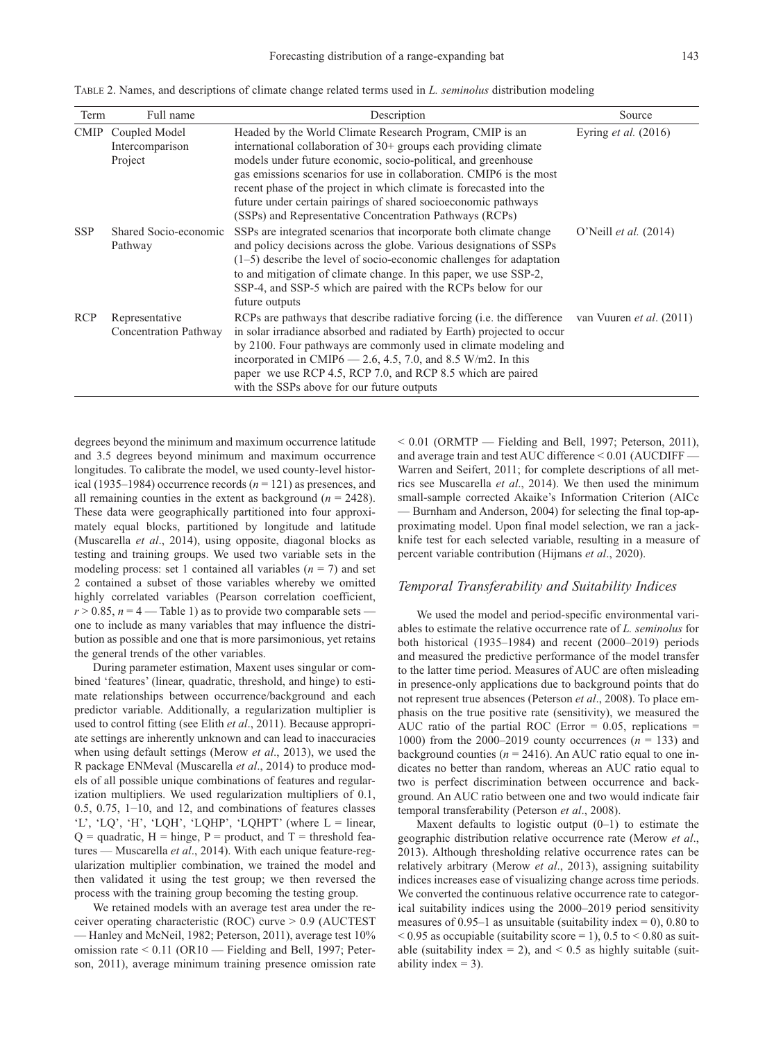TABLE 2. Names, and descriptions of climate change related terms used in *L. seminolus* distribution modeling

| Term | Full name | Description | Source |
|---|---|---|---|
| CMIP | Coupled Model Intercomparison Project | Headed by the World Climate Research Program, CMIP is an international collaboration of 30+ groups each providing climate models under future economic, socio-political, and greenhouse gas emissions scenarios for use in collaboration. CMIP6 is the most recent phase of the project in which climate is forecasted into the future under certain pairings of shared socioeconomic pathways (SSPs) and Representative Concentration Pathways (RCPs) | Eyring *et al.* (2016) |
| SSP | Shared Socio-economic Pathway | SSPs are integrated scenarios that incorporate both climate change and policy decisions across the globe. Various designations of SSPs (1–5) describe the level of socio-economic challenges for adaptation to and mitigation of climate change. In this paper, we use SSP-2, SSP-4, and SSP-5 which are paired with the RCPs below for our future outputs | O'Neill *et al.* (2014) |
| RCP | Representative Concentration Pathway | RCPs are pathways that describe radiative forcing (i.e. the difference in solar irradiance absorbed and radiated by Earth) projected to occur by 2100. Four pathways are commonly used in climate modeling and incorporated in CMIP6 — 2.6, 4.5, 7.0, and 8.5 W/m2. In this paper we use RCP 4.5, RCP 7.0, and RCP 8.5 which are paired with the SSPs above for our future outputs | van Vuuren *et al*. (2011) |

degrees beyond the minimum and maximum occurrence latitude and 3.5 degrees beyond minimum and maximum occurrence longitudes. To calibrate the model, we used county-level historical (1935–1984) occurrence records ($n = 121$) as presences, and all remaining counties in the extent as background ($n = 2428$). These data were geographically partitioned into four approximately equal blocks, partitioned by longitude and latitude (Muscarella *et al*., 2014), using opposite, diagonal blocks as testing and training groups. We used two variable sets in the modeling process: set 1 contained all variables ($n = 7$) and set 2 contained a subset of those variables whereby we omitted highly correlated variables (Pearson correlation coefficient, $r > 0.85$, $n = 4$ — Table 1) as to provide two comparable sets — one to include as many variables that may influence the distribution as possible and one that is more parsimonious, yet retains the general trends of the other variables.

During parameter estimation, Maxent uses singular or combined 'features' (linear, quadratic, threshold, and hinge) to estimate relationships between occurrence/background and each predictor variable. Additionally, a regularization multiplier is used to control fitting (see Elith *et al*., 2011). Because appropriate settings are inherently unknown and can lead to inaccuracies when using default settings (Merow *et al*., 2013), we used the R package ENMeval (Muscarella *et al*., 2014) to produce models of all possible unique combinations of features and regularization multipliers. We used regularization multipliers of 0.1, 0.5, 0.75, 1−10, and 12, and combinations of features classes 'L', 'LQ', 'H', 'LQH', 'LQHP', 'LQHPT' (where L = linear, Q = quadratic, H = hinge, P = product, and T = threshold features — Muscarella *et al*., 2014). With each unique feature-regularization multiplier combination, we trained the model and then validated it using the test group; we then reversed the process with the training group becoming the testing group.

We retained models with an average test area under the receiver operating characteristic (ROC) curve > 0.9 (AUCTEST — Hanley and McNeil, 1982; Peterson, 2011), average test 10% omission rate < 0.11 (OR10 — Fielding and Bell, 1997; Peterson, 2011), average minimum training presence omission rate < 0.01 (ORMTP — Fielding and Bell, 1997; Peterson, 2011), and average train and test AUC difference < 0.01 (AUCDIFF — Warren and Seifert, 2011; for complete descriptions of all metrics see Muscarella *et al*., 2014). We then used the minimum small-sample corrected Akaike's Information Criterion (AICc — Burnham and Anderson, 2004) for selecting the final top-approximating model. Upon final model selection, we ran a jackknife test for each selected variable, resulting in a measure of percent variable contribution (Hijmans *et al*., 2020).

### *Temporal Transferability and Suitability Indices*

We used the model and period-specific environmental variables to estimate the relative occurrence rate of *L. seminolus* for both historical (1935–1984) and recent (2000–2019) periods and measured the predictive performance of the model transfer to the latter time period. Measures of AUC are often misleading in presence-only applications due to background points that do not represent true absences (Peterson *et al*., 2008). To place emphasis on the true positive rate (sensitivity), we measured the AUC ratio of the partial ROC (Error = 0.05, replications = 1000) from the 2000–2019 county occurrences ($n = 133$) and background counties ($n = 2416$). An AUC ratio equal to one indicates no better than random, whereas an AUC ratio equal to two is perfect discrimination between occurrence and background. An AUC ratio between one and two would indicate fair temporal transferability (Peterson *et al*., 2008).

Maxent defaults to logistic output (0–1) to estimate the geographic distribution relative occurrence rate (Merow *et al*., 2013). Although thresholding relative occurrence rates can be relatively arbitrary (Merow *et al*., 2013), assigning suitability indices increases ease of visualizing change across time periods. We converted the continuous relative occurrence rate to categorical suitability indices using the 2000–2019 period sensitivity measures of 0.95–1 as unsuitable (suitability index = 0), 0.80 to < 0.95 as occupiable (suitability score = 1), 0.5 to < 0.80 as suitable (suitability index = 2), and < 0.5 as highly suitable (suitability index = 3).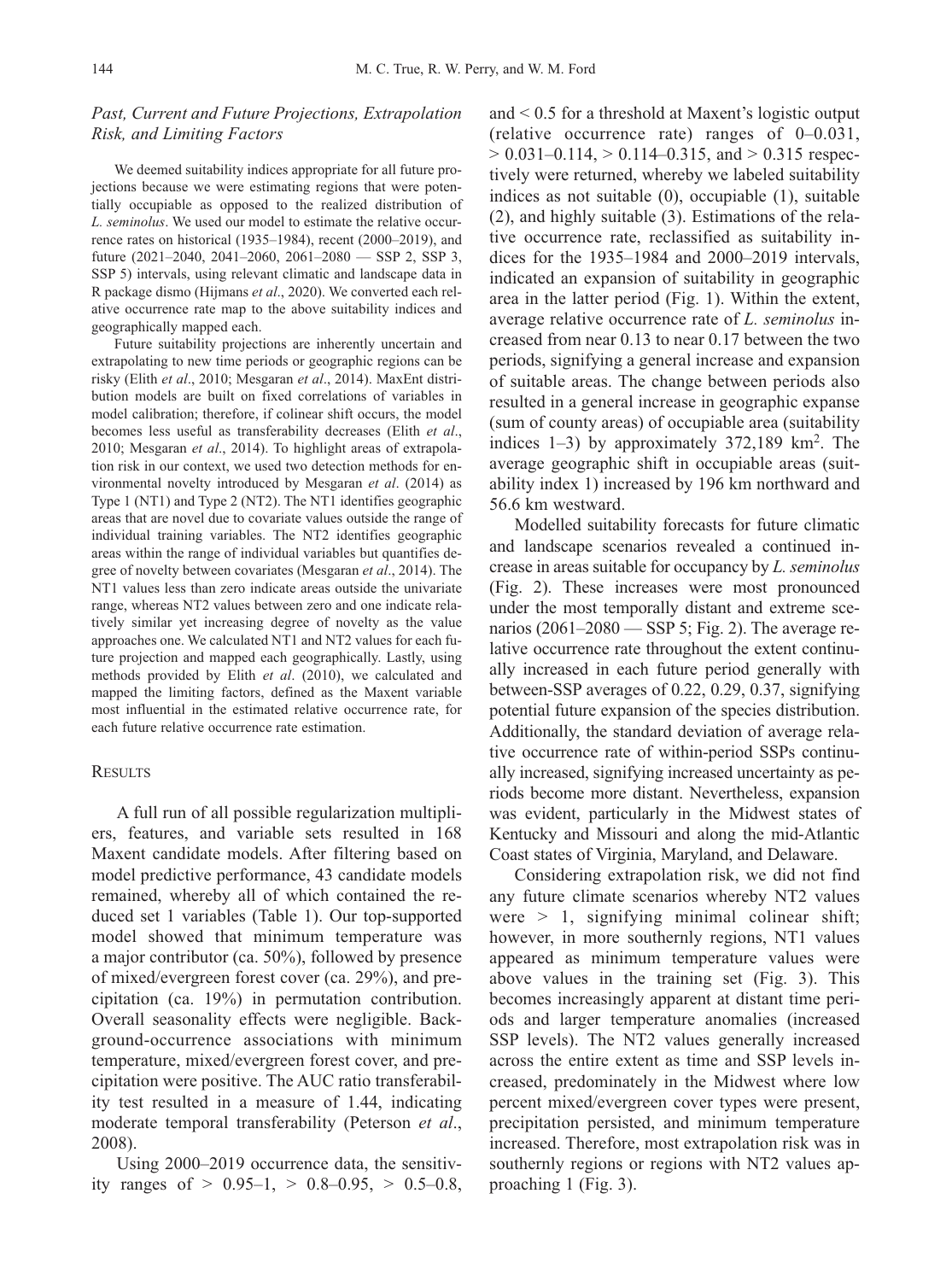### *Past, Current and Future Projections, Extrapolation Risk, and Limiting Factors*

We deemed suitability indices appropriate for all future projections because we were estimating regions that were potentially occupiable as opposed to the realized distribution of *L. seminolus*. We used our model to estimate the relative occurrence rates on historical (1935–1984), recent (2000–2019), and future (2021–2040, 2041–2060, 2061–2080 — SSP 2, SSP 3, SSP 5) intervals, using relevant climatic and landscape data in R package dismo (Hijmans *et al*., 2020). We converted each relative occurrence rate map to the above suitability indices and geographically mapped each.

Future suitability projections are inherently uncertain and extrapolating to new time periods or geographic regions can be risky (Elith *et al*., 2010; Mesgaran *et al*., 2014). MaxEnt distribution models are built on fixed correlations of variables in model calibration; therefore, if colinear shift occurs, the model becomes less useful as transferability decreases (Elith *et al*., 2010; Mesgaran *et al*., 2014). To highlight areas of extrapolation risk in our context, we used two detection methods for environmental novelty introduced by Mesgaran *et al*. (2014) as Type 1 (NT1) and Type 2 (NT2). The NT1 identifies geographic areas that are novel due to covariate values outside the range of individual training variables. The NT2 identifies geographic areas within the range of individual variables but quantifies degree of novelty between covariates (Mesgaran *et al*., 2014). The NT1 values less than zero indicate areas outside the univariate range, whereas NT2 values between zero and one indicate relatively similar yet increasing degree of novelty as the value approaches one. We calculated NT1 and NT2 values for each future projection and mapped each geographically. Lastly, using methods provided by Elith *et al*. (2010), we calculated and mapped the limiting factors, defined as the Maxent variable most influential in the estimated relative occurrence rate, for each future relative occurrence rate estimation.

## Results

A full run of all possible regularization multipliers, features, and variable sets resulted in 168 Maxent candidate models. After filtering based on model predictive performance, 43 candidate models remained, whereby all of which contained the reduced set 1 variables (Table 1). Our top-supported model showed that minimum temperature was a major contributor (ca. 50%), followed by presence of mixed/evergreen forest cover (ca. 29%), and precipitation (ca. 19%) in permutation contribution. Overall seasonality effects were negligible. Background-occurrence associations with minimum temperature, mixed/evergreen forest cover, and precipitation were positive. The AUC ratio transferability test resulted in a measure of 1.44, indicating moderate temporal transferability (Peterson *et al*., 2008).

Using 2000–2019 occurrence data, the sensitivity ranges of > 0.95–1, > 0.8–0.95, > 0.5–0.8, and < 0.5 for a threshold at Maxent's logistic output (relative occurrence rate) ranges of 0–0.031, > 0.031–0.114, > 0.114–0.315, and > 0.315 respectively were returned, whereby we labeled suitability indices as not suitable (0), occupiable (1), suitable (2), and highly suitable (3). Estimations of the relative occurrence rate, reclassified as suitability indices for the 1935–1984 and 2000–2019 intervals, indicated an expansion of suitability in geographic area in the latter period (Fig. 1). Within the extent, average relative occurrence rate of *L. seminolus* increased from near 0.13 to near 0.17 between the two periods, signifying a general increase and expansion of suitable areas. The change between periods also resulted in a general increase in geographic expanse (sum of county areas) of occupiable area (suitability indices 1–3) by approximately 372,189 km$^2$. The average geographic shift in occupiable areas (suitability index 1) increased by 196 km northward and 56.6 km westward.

Modelled suitability forecasts for future climatic and landscape scenarios revealed a continued increase in areas suitable for occupancy by *L. seminolus* (Fig. 2). These increases were most pronounced under the most temporally distant and extreme scenarios (2061–2080 — SSP 5; Fig. 2). The average relative occurrence rate throughout the extent continually increased in each future period generally with between-SSP averages of 0.22, 0.29, 0.37, signifying potential future expansion of the species distribution. Additionally, the standard deviation of average relative occurrence rate of within-period SSPs continually increased, signifying increased uncertainty as periods become more distant. Nevertheless, expansion was evident, particularly in the Midwest states of Kentucky and Missouri and along the mid-Atlantic Coast states of Virginia, Maryland, and Delaware.

Considering extrapolation risk, we did not find any future climate scenarios whereby NT2 values were > 1, signifying minimal colinear shift; however, in more southernly regions, NT1 values appeared as minimum temperature values were above values in the training set (Fig. 3). This becomes increasingly apparent at distant time periods and larger temperature anomalies (increased SSP levels). The NT2 values generally increased across the entire extent as time and SSP levels increased, predominately in the Midwest where low percent mixed/evergreen cover types were present, precipitation persisted, and minimum temperature increased. Therefore, most extrapolation risk was in southernly regions or regions with NT2 values approaching 1 (Fig. 3).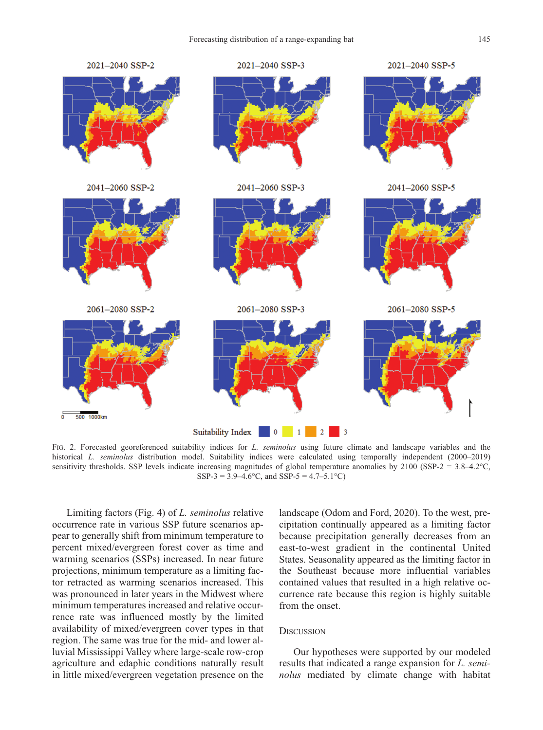FIG. 2. Forecasted georeferenced suitability indices for *L. seminolus* using future climate and landscape variables and the historical *L. seminolus* distribution model. Suitability indices were calculated using temporally independent (2000–2019) sensitivity thresholds. SSP levels indicate increasing magnitudes of global temperature anomalies by 2100 (SSP-2 = 3.8–4.2°C, SSP-3 = 3.9–4.6°C, and SSP-5 = 4.7–5.1°C)

Limiting factors (Fig. 4) of *L. seminolus* relative occurrence rate in various SSP future scenarios appear to generally shift from minimum temperature to percent mixed/evergreen forest cover as time and warming scenarios (SSPs) increased. In near future projections, minimum temperature as a limiting factor retracted as warming scenarios increased. This was pronounced in later years in the Midwest where minimum temperatures increased and relative occurrence rate was influenced mostly by the limited availability of mixed/evergreen cover types in that region. The same was true for the mid- and lower alluvial Mississippi Valley where large-scale row-crop agriculture and edaphic conditions naturally result in little mixed/evergreen vegetation presence on the landscape (Odom and Ford, 2020). To the west, precipitation continually appeared as a limiting factor because precipitation generally decreases from an east-to-west gradient in the continental United States. Seasonality appeared as the limiting factor in the Southeast because more influential variables contained values that resulted in a high relative occurrence rate because this region is highly suitable from the onset.

## DISCUSSION

Our hypotheses were supported by our modeled results that indicated a range expansion for *L. seminolus* mediated by climate change with habitat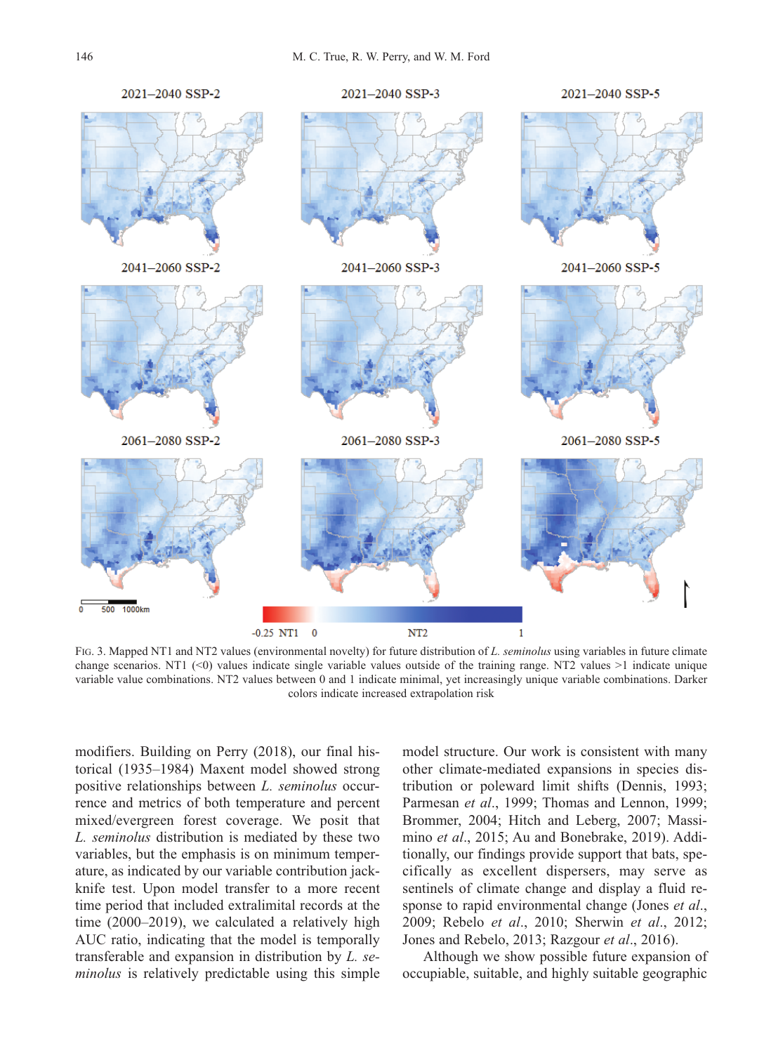FIG. 3. Mapped NT1 and NT2 values (environmental novelty) for future distribution of *L. seminolus* using variables in future climate change scenarios. NT1 (<0) values indicate single variable values outside of the training range. NT2 values >1 indicate unique variable value combinations. NT2 values between 0 and 1 indicate minimal, yet increasingly unique variable combinations. Darker colors indicate increased extrapolation risk

modifiers. Building on Perry (2018), our final historical (1935–1984) Maxent model showed strong positive relationships between *L. seminolus* occurrence and metrics of both temperature and percent mixed/evergreen forest coverage. We posit that *L. seminolus* distribution is mediated by these two variables, but the emphasis is on minimum temperature, as indicated by our variable contribution jackknife test. Upon model transfer to a more recent time period that included extralimital records at the time (2000–2019), we calculated a relatively high AUC ratio, indicating that the model is temporally transferable and expansion in distribution by *L. seminolus* is relatively predictable using this simple model structure. Our work is consistent with many other climate-mediated expansions in species distribution or poleward limit shifts (Dennis, 1993; Parmesan *et al*., 1999; Thomas and Lennon, 1999; Brommer, 2004; Hitch and Leberg, 2007; Massimino *et al*., 2015; Au and Bonebrake, 2019). Additionally, our findings provide support that bats, specifically as excellent dispersers, may serve as sentinels of climate change and display a fluid response to rapid environmental change (Jones *et al*., 2009; Rebelo *et al*., 2010; Sherwin *et al*., 2012; Jones and Rebelo, 2013; Razgour *et al*., 2016).

Although we show possible future expansion of occupiable, suitable, and highly suitable geographic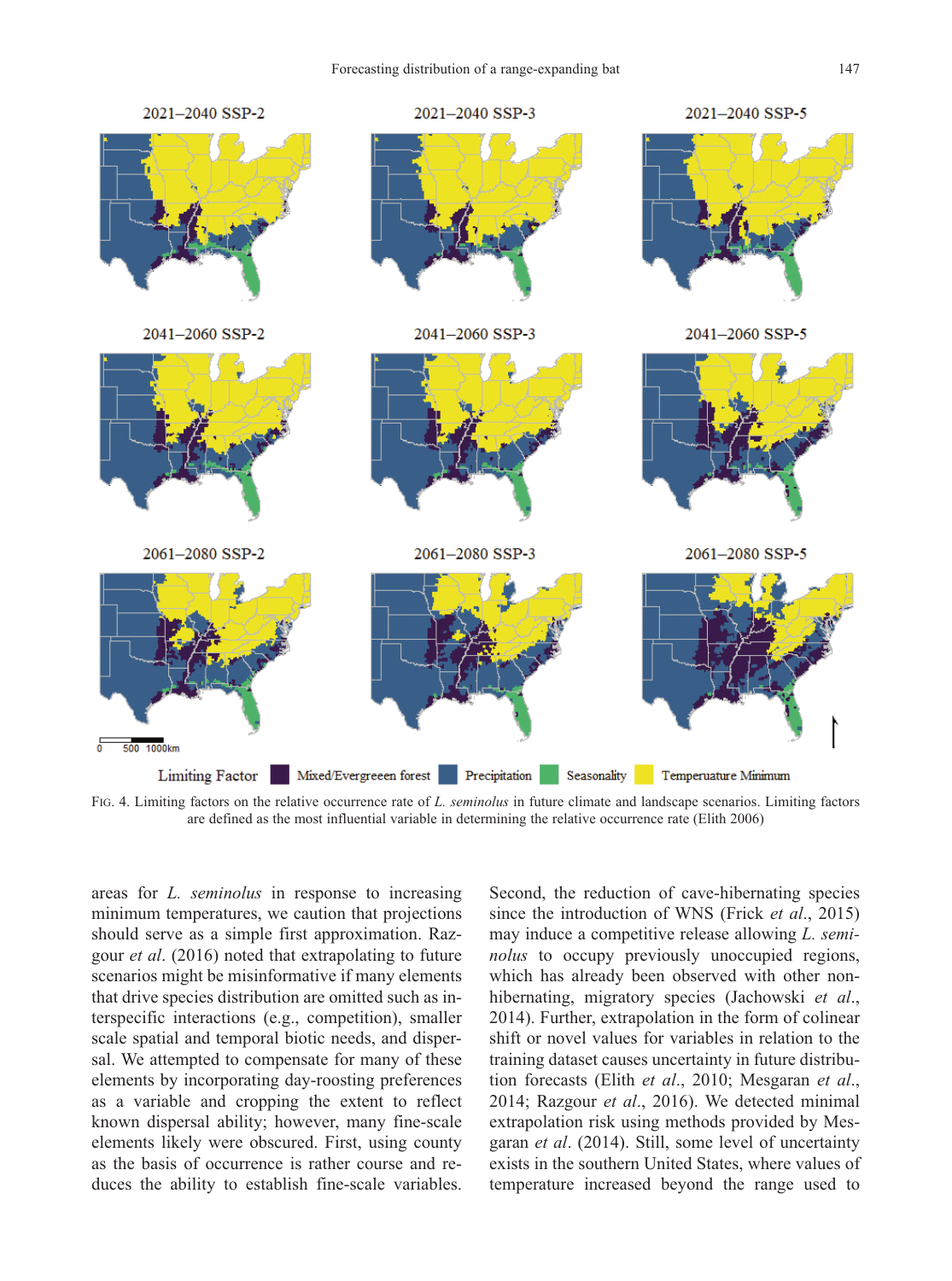FIG. 4. Limiting factors on the relative occurrence rate of *L. seminolus* in future climate and landscape scenarios. Limiting factors are defined as the most influential variable in determining the relative occurrence rate (Elith 2006)

areas for *L. seminolus* in response to increasing minimum temperatures, we caution that projections should serve as a simple first approximation. Razgour *et al*. (2016) noted that extrapolating to future scenarios might be misinformative if many elements that drive species distribution are omitted such as interspecific interactions (e.g., competition), smaller scale spatial and temporal biotic needs, and dispersal. We attempted to compensate for many of these elements by incorporating day-roosting preferences as a variable and cropping the extent to reflect known dispersal ability; however, many fine-scale elements likely were obscured. First, using county as the basis of occurrence is rather course and reduces the ability to establish fine-scale variables. Second, the reduction of cave-hibernating species since the introduction of WNS (Frick *et al*., 2015) may induce a competitive release allowing *L. seminolus* to occupy previously unoccupied regions, which has already been observed with other non-hibernating, migratory species (Jachowski *et al*., 2014). Further, extrapolation in the form of colinear shift or novel values for variables in relation to the training dataset causes uncertainty in future distribution forecasts (Elith *et al*., 2010; Mesgaran *et al*., 2014; Razgour *et al*., 2016). We detected minimal extrapolation risk using methods provided by Mesgaran *et al*. (2014). Still, some level of uncertainty exists in the southern United States, where values of temperature increased beyond the range used to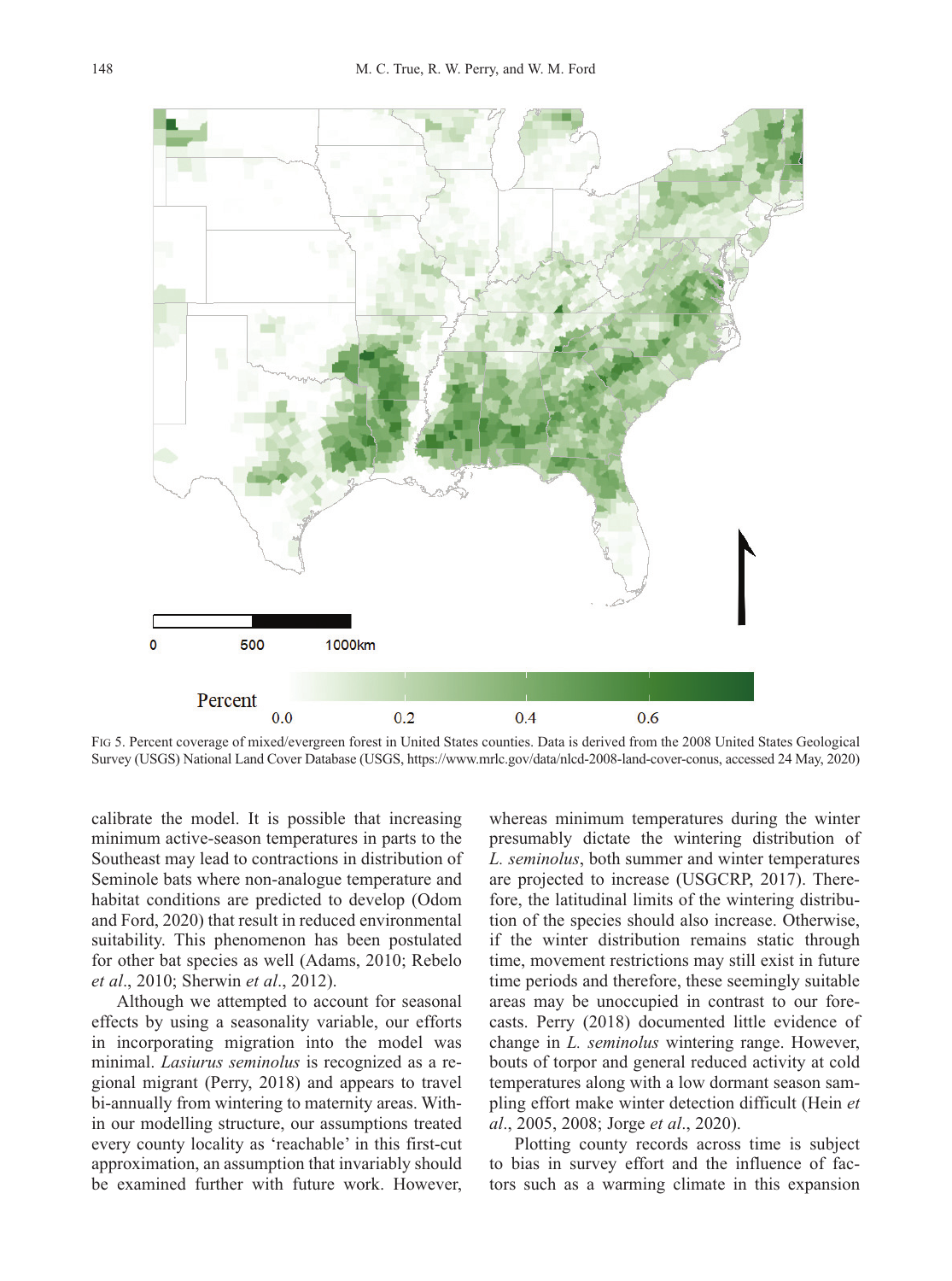FIG 5. Percent coverage of mixed/evergreen forest in United States counties. Data is derived from the 2008 United States Geological Survey (USGS) National Land Cover Database (USGS, https://www.mrlc.gov/data/nlcd-2008-land-cover-conus, accessed 24 May, 2020)

calibrate the model. It is possible that increasing minimum active-season temperatures in parts to the Southeast may lead to contractions in distribution of Seminole bats where non-analogue temperature and habitat conditions are predicted to develop (Odom and Ford, 2020) that result in reduced environmental suitability. This phenomenon has been postulated for other bat species as well (Adams, 2010; Rebelo *et al*., 2010; Sherwin *et al*., 2012).

Although we attempted to account for seasonal effects by using a seasonality variable, our efforts in incorporating migration into the model was minimal. *Lasiurus seminolus* is recognized as a regional migrant (Perry, 2018) and appears to travel bi-annually from wintering to maternity areas. Within our modelling structure, our assumptions treated every county locality as 'reachable' in this first-cut approximation, an assumption that invariably should be examined further with future work. However, whereas minimum temperatures during the winter presumably dictate the wintering distribution of *L. seminolus*, both summer and winter temperatures are projected to increase (USGCRP, 2017). Therefore, the latitudinal limits of the wintering distribution of the species should also increase. Otherwise, if the winter distribution remains static through time, movement restrictions may still exist in future time periods and therefore, these seemingly suitable areas may be unoccupied in contrast to our forecasts. Perry (2018) documented little evidence of change in *L. seminolus* wintering range. However, bouts of torpor and general reduced activity at cold temperatures along with a low dormant season sampling effort make winter detection difficult (Hein *et al*., 2005, 2008; Jorge *et al*., 2020).

Plotting county records across time is subject to bias in survey effort and the influence of factors such as a warming climate in this expansion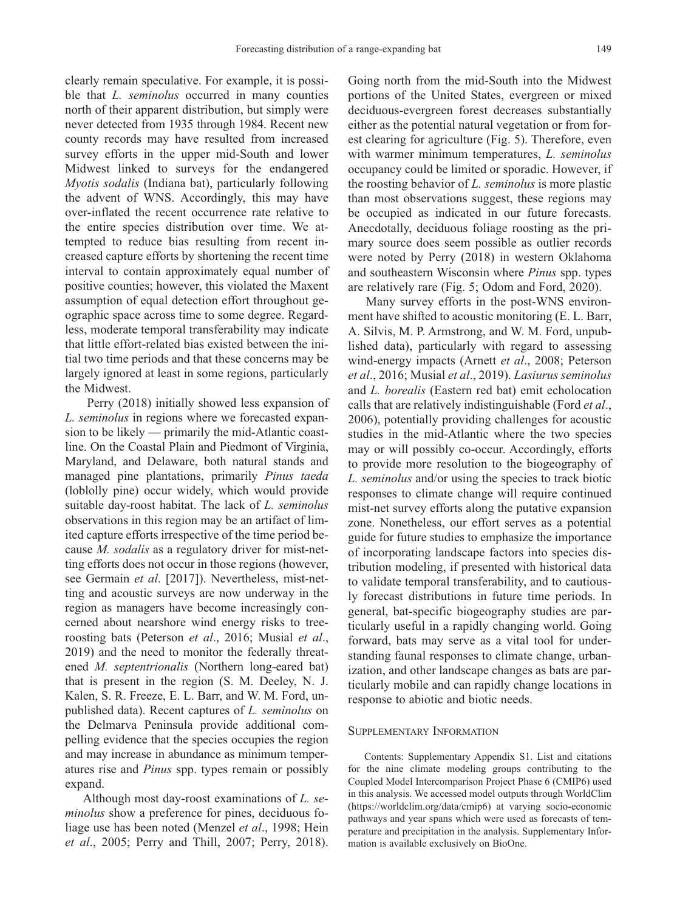clearly remain speculative. For example, it is possible that *L. seminolus* occurred in many counties north of their apparent distribution, but simply were never detected from 1935 through 1984. Recent new county records may have resulted from increased survey efforts in the upper mid-South and lower Midwest linked to surveys for the endangered *Myotis sodalis* (Indiana bat), particularly following the advent of WNS. Accordingly, this may have over-inflated the recent occurrence rate relative to the entire species distribution over time. We attempted to reduce bias resulting from recent increased capture efforts by shortening the recent time interval to contain approximately equal number of positive counties; however, this violated the Maxent assumption of equal detection effort throughout geographic space across time to some degree. Regardless, moderate temporal transferability may indicate that little effort-related bias existed between the initial two time periods and that these concerns may be largely ignored at least in some regions, particularly the Midwest.

Perry (2018) initially showed less expansion of *L. seminolus* in regions where we forecasted expansion to be likely — primarily the mid-Atlantic coastline. On the Coastal Plain and Piedmont of Virginia, Maryland, and Delaware, both natural stands and managed pine plantations, primarily *Pinus taeda* (loblolly pine) occur widely, which would provide suitable day-roost habitat. The lack of *L. seminolus* observations in this region may be an artifact of limited capture efforts irrespective of the time period because *M. sodalis* as a regulatory driver for mist-netting efforts does not occur in those regions (however, see Germain *et al*. [2017]). Nevertheless, mist-netting and acoustic surveys are now underway in the region as managers have become increasingly concerned about nearshore wind energy risks to tree-roosting bats (Peterson *et al*., 2016; Musial *et al*., 2019) and the need to monitor the federally threatened *M. septentrionalis* (Northern long-eared bat) that is present in the region (S. M. Deeley, N. J. Kalen, S. R. Freeze, E. L. Barr, and W. M. Ford, unpublished data). Recent captures of *L. seminolus* on the Delmarva Peninsula provide additional compelling evidence that the species occupies the region and may increase in abundance as minimum temperatures rise and *Pinus* spp. types remain or possibly expand.

Although most day-roost examinations of *L. seminolus* show a preference for pines, deciduous foliage use has been noted (Menzel *et al*., 1998; Hein *et al*., 2005; Perry and Thill, 2007; Perry, 2018). Going north from the mid-South into the Midwest portions of the United States, evergreen or mixed deciduous-evergreen forest decreases substantially either as the potential natural vegetation or from forest clearing for agriculture (Fig. 5). Therefore, even with warmer minimum temperatures, *L. seminolus* occupancy could be limited or sporadic. However, if the roosting behavior of *L. seminolus* is more plastic than most observations suggest, these regions may be occupied as indicated in our future forecasts. Anecdotally, deciduous foliage roosting as the primary source does seem possible as outlier records were noted by Perry (2018) in western Oklahoma and southeastern Wisconsin where *Pinus* spp. types are relatively rare (Fig. 5; Odom and Ford, 2020).

Many survey efforts in the post-WNS environment have shifted to acoustic monitoring (E. L. Barr, A. Silvis, M. P. Armstrong, and W. M. Ford, unpublished data), particularly with regard to assessing wind-energy impacts (Arnett *et al*., 2008; Peterson *et al*., 2016; Musial *et al*., 2019). *Lasiurus seminolus* and *L. borealis* (Eastern red bat) emit echolocation calls that are relatively indistinguishable (Ford *et al*., 2006), potentially providing challenges for acoustic studies in the mid-Atlantic where the two species may or will possibly co-occur. Accordingly, efforts to provide more resolution to the biogeography of *L. seminolus* and/or using the species to track biotic responses to climate change will require continued mist-net survey efforts along the putative expansion zone. Nonetheless, our effort serves as a potential guide for future studies to emphasize the importance of incorporating landscape factors into species distribution modeling, if presented with historical data to validate temporal transferability, and to cautiously forecast distributions in future time periods. In general, bat-specific biogeography studies are particularly useful in a rapidly changing world. Going forward, bats may serve as a vital tool for understanding faunal responses to climate change, urbanization, and other landscape changes as bats are particularly mobile and can rapidly change locations in response to abiotic and biotic needs.

## Supplementary Information

Contents: Supplementary Appendix S1. List and citations for the nine climate modeling groups contributing to the Coupled Model Intercomparison Project Phase 6 (CMIP6) used in this analysis. We accessed model outputs through WorldClim (https://worldclim.org/data/cmip6) at varying socio-economic pathways and year spans which were used as forecasts of temperature and precipitation in the analysis. Supplementary Information is available exclusively on BioOne.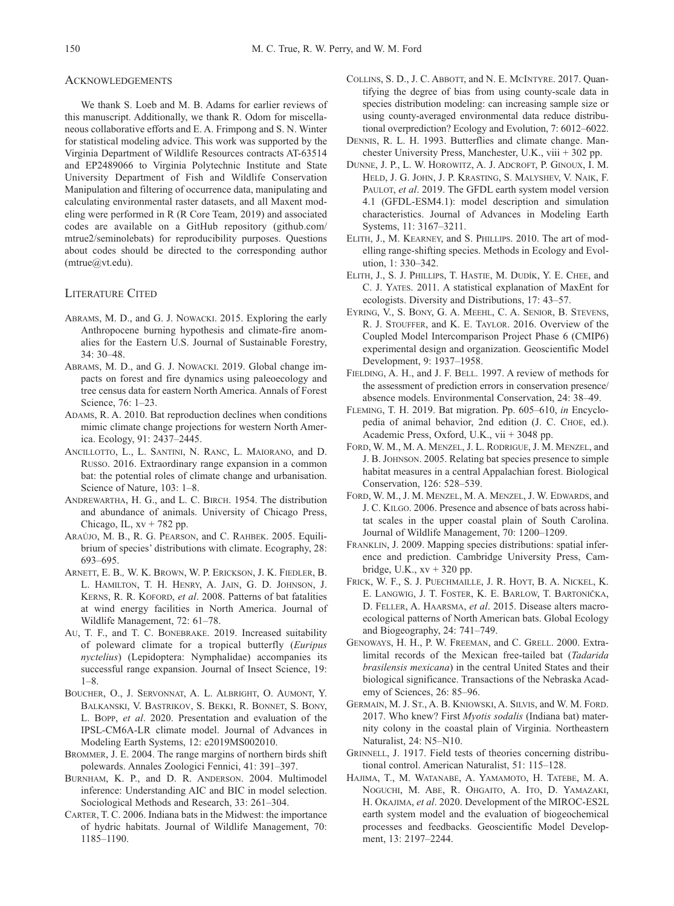## Acknowledgements

We thank S. Loeb and M. B. Adams for earlier reviews of this manuscript. Additionally, we thank R. Odom for miscellaneous collaborative efforts and E. A. Frimpong and S. N. Winter for statistical modeling advice. This work was supported by the Virginia Department of Wildlife Resources contracts AT-63514 and EP2489066 to Virginia Polytechnic Institute and State University Department of Fish and Wildlife Conservation Manipulation and filtering of occurrence data, manipulating and calculating environmental raster datasets, and all Maxent modeling were performed in R (R Core Team, 2019) and associated codes are available on a GitHub repository (github.com/mtrue2/seminolebats) for reproducibility purposes. Questions about codes should be directed to the corresponding author (mtrue@vt.edu).

## Literature Cited

Abrams, M. D., and G. J. Nowacki. 2015. Exploring the early Anthropocene burning hypothesis and climate-fire anomalies for the Eastern U.S. Journal of Sustainable Forestry, 34: 30–48.

Abrams, M. D., and G. J. Nowacki. 2019. Global change impacts on forest and fire dynamics using paleoecology and tree census data for eastern North America. Annals of Forest Science, 76: 1–23.

Adams, R. A. 2010. Bat reproduction declines when conditions mimic climate change projections for western North America. Ecology, 91: 2437–2445.

Ancillotto, L., L. Santini, N. Ranc, L. Maiorano, and D. Russo. 2016. Extraordinary range expansion in a common bat: the potential roles of climate change and urbanisation. Science of Nature, 103: 1–8.

Andrewartha, H. G., and L. C. Birch. 1954. The distribution and abundance of animals. University of Chicago Press, Chicago, IL, xv + 782 pp.

Araújo, M. B., R. G. Pearson, and C. Rahbek. 2005. Equilibrium of species' distributions with climate. Ecography, 28: 693–695.

Arnett, E. B., W. K. Brown, W. P. Erickson, J. K. Fiedler, B. L. Hamilton, T. H. Henry, A. Jain, G. D. Johnson, J. Kerns, R. R. Koford, *et al*. 2008. Patterns of bat fatalities at wind energy facilities in North America. Journal of Wildlife Management, 72: 61–78.

Au, T. F., and T. C. Bonebrake. 2019. Increased suitability of poleward climate for a tropical butterfly (*Euripus nyctelius*) (Lepidoptera: Nymphalidae) accompanies its successful range expansion. Journal of Insect Science, 19: 1–8.

Boucher, O., J. Servonnat, A. L. Albright, O. Aumont, Y. Balkanski, V. Bastrikov, S. Bekki, R. Bonnet, S. Bony, L. Bopp, *et al*. 2020. Presentation and evaluation of the IPSL-CM6A-LR climate model. Journal of Advances in Modeling Earth Systems, 12: e2019MS002010.

Brommer, J. E. 2004. The range margins of northern birds shift polewards. Annales Zoologici Fennici, 41: 391–397.

Burnham, K. P., and D. R. Anderson. 2004. Multimodel inference: Understanding AIC and BIC in model selection. Sociological Methods and Research, 33: 261–304.

Carter, T. C. 2006. Indiana bats in the Midwest: the importance of hydric habitats. Journal of Wildlife Management, 70: 1185–1190.

Collins, S. D., J. C. Abbott, and N. E. McIntyre. 2017. Quantifying the degree of bias from using county-scale data in species distribution modeling: can increasing sample size or using county-averaged environmental data reduce distributional overprediction? Ecology and Evolution, 7: 6012–6022.

Dennis, R. L. H. 1993. Butterflies and climate change. Manchester University Press, Manchester, U.K., viii + 302 pp.

Dunne, J. P., L. W. Horowitz, A. J. Adcroft, P. Ginoux, I. M. Held, J. G. John, J. P. Krasting, S. Malyshev, V. Naik, F. Paulot, *et al*. 2019. The GFDL earth system model version 4.1 (GFDL-ESM4.1): model description and simulation characteristics. Journal of Advances in Modeling Earth Systems, 11: 3167–3211.

Elith, J., M. Kearney, and S. Phillips. 2010. The art of modelling range-shifting species. Methods in Ecology and Evolution, 1: 330–342.

Elith, J., S. J. Phillips, T. Hastie, M. Dudík, Y. E. Chee, and C. J. Yates. 2011. A statistical explanation of MaxEnt for ecologists. Diversity and Distributions, 17: 43–57.

Eyring, V., S. Bony, G. A. Meehl, C. A. Senior, B. Stevens, R. J. Stouffer, and K. E. Taylor. 2016. Overview of the Coupled Model Intercomparison Project Phase 6 (CMIP6) experimental design and organization. Geoscientific Model Development, 9: 1937–1958.

Fielding, A. H., and J. F. Bell. 1997. A review of methods for the assessment of prediction errors in conservation presence/absence models. Environmental Conservation, 24: 38–49.

Fleming, T. H. 2019. Bat migration. Pp. 605–610, *in* Encyclopedia of animal behavior, 2nd edition (J. C. Choe, ed.). Academic Press, Oxford, U.K., vii + 3048 pp.

Ford, W. M., M. A. Menzel, J. L. Rodrigue, J. M. Menzel, and J. B. Johnson. 2005. Relating bat species presence to simple habitat measures in a central Appalachian forest. Biological Conservation, 126: 528–539.

Ford, W. M., J. M. Menzel, M. A. Menzel, J. W. Edwards, and J. C. Kilgo. 2006. Presence and absence of bats across habitat scales in the upper coastal plain of South Carolina. Journal of Wildlife Management, 70: 1200–1209.

Franklin, J. 2009. Mapping species distributions: spatial inference and prediction. Cambridge University Press, Cambridge, U.K., xv + 320 pp.

Frick, W. F., S. J. Puechmaille, J. R. Hoyt, B. A. Nickel, K. E. Langwig, J. T. Foster, K. E. Barlow, T. Bartonička, D. Feller, A. Haarsma, *et al*. 2015. Disease alters macroecological patterns of North American bats. Global Ecology and Biogeography, 24: 741–749.

Genoways, H. H., P. W. Freeman, and C. Grell. 2000. Extralimital records of the Mexican free-tailed bat (*Tadarida brasilensis mexicana*) in the central United States and their biological significance. Transactions of the Nebraska Academy of Sciences, 26: 85–96.

Germain, M. J. St., A. B. Kniowski, A. Silvis, and W. M. Ford. 2017. Who knew? First *Myotis sodalis* (Indiana bat) maternity colony in the coastal plain of Virginia. Northeastern Naturalist, 24: N5–N10.

Grinnell, J. 1917. Field tests of theories concerning distributional control. American Naturalist, 51: 115–128.

Hajima, T., M. Watanabe, A. Yamamoto, H. Tatebe, M. A. Noguchi, M. Abe, R. Ohgaito, A. Ito, D. Yamazaki, H. Okajima, *et al*. 2020. Development of the MIROC-ES2L earth system model and the evaluation of biogeochemical processes and feedbacks. Geoscientific Model Development, 13: 2197–2244.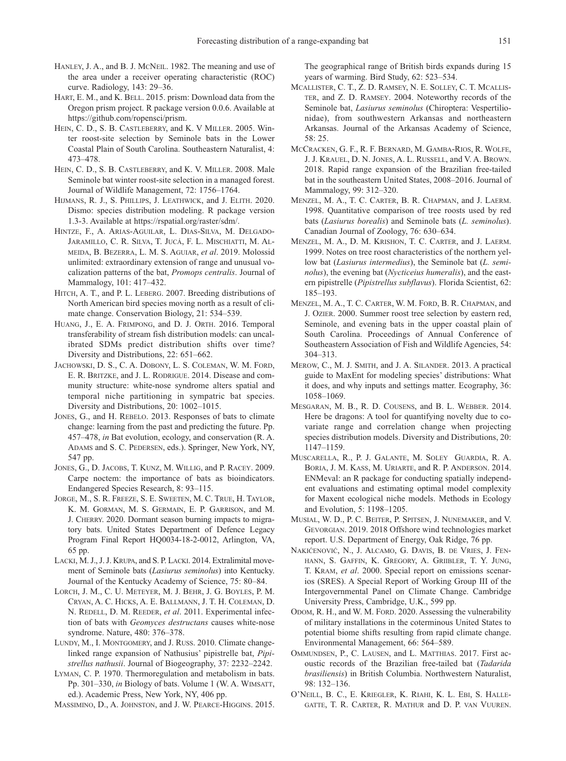Hanley, J. A., and B. J. McNeil. 1982. The meaning and use of the area under a receiver operating characteristic (ROC) curve. Radiology, 143: 29–36.

Hart, E. M., and K. Bell. 2015. prism: Download data from the Oregon prism project. R package version 0.0.6. Available at https://github.com/ropensci/prism.

Hein, C. D., S. B. Castleberry, and K. V Miller. 2005. Winter roost-site selection by Seminole bats in the Lower Coastal Plain of South Carolina. Southeastern Naturalist, 4: 473–478.

Hein, C. D., S. B. Castleberry, and K. V. Miller. 2008. Male Seminole bat winter roost-site selection in a managed forest. Journal of Wildlife Management, 72: 1756–1764.

Hijmans, R. J., S. Phillips, J. Leathwick, and J. Elith. 2020. Dismo: species distribution modeling. R package version 1.3-3. Available at https://rspatial.org/raster/sdm/.

Hintze, F., A. Arias-Aguilar, L. Dias-Silva, M. Delgado-Jaramillo, C. R. Silva, T. Jucá, F. L. Mischiatti, M. Almeida, B. Bezerra, L. M. S. Aguiar, *et al*. 2019. Molossid unlimited: extraordinary extension of range and unusual vocalization patterns of the bat, *Promops centralis*. Journal of Mammalogy, 101: 417–432.

Hitch, A. T., and P. L. Leberg. 2007. Breeding distributions of North American bird species moving north as a result of climate change. Conservation Biology, 21: 534–539.

Huang, J., E. A. Frimpong, and D. J. Orth. 2016. Temporal transferability of stream fish distribution models: can uncalibrated SDMs predict distribution shifts over time? Diversity and Distributions, 22: 651–662.

Jachowski, D. S., C. A. Dobony, L. S. Coleman, W. M. Ford, E. R. Britzke, and J. L. Rodrigue. 2014. Disease and community structure: white-nose syndrome alters spatial and temporal niche partitioning in sympatric bat species. Diversity and Distributions, 20: 1002–1015.

Jones, G., and H. Rebelo. 2013. Responses of bats to climate change: learning from the past and predicting the future. Pp. 457–478, *in* Bat evolution, ecology, and conservation (R. A. Adams and S. C. Pedersen, eds.). Springer, New York, NY, 547 pp.

Jones, G., D. Jacobs, T. Kunz, M. Willig, and P. Racey. 2009. Carpe noctem: the importance of bats as bioindicators. Endangered Species Research, 8: 93–115.

Jorge, M., S. R. Freeze, S. E. Sweeten, M. C. True, H. Taylor, K. M. Gorman, M. S. Germain, E. P. Garrison, and M. J. Cherry. 2020. Dormant season burning impacts to migratory bats. United States Department of Defence Legacy Program Final Report HQ0034-18-2-0012, Arlington, VA, 65 pp.

Lacki, M. J., J. J. Krupa, and S. P. Lacki. 2014. Extralimital movement of Seminole bats (*Lasiurus seminolus*) into Kentucky. Journal of the Kentucky Academy of Science, 75: 80–84.

Lorch, J. M., C. U. Meteyer, M. J. Behr, J. G. Boyles, P. M. Cryan, A. C. Hicks, A. E. Ballmann, J. T. H. Coleman, D. N. Redell, D. M. Reeder, *et al*. 2011. Experimental infection of bats with *Geomyces destructans* causes white-nose syndrome. Nature, 480: 376–378.

Lundy, M., I. Montgomery, and J. Russ. 2010. Climate change-linked range expansion of Nathusius' pipistrelle bat, *Pipistrellus nathusii*. Journal of Biogeography, 37: 2232–2242.

Lyman, C. P. 1970. Thermoregulation and metabolism in bats. Pp. 301–330, *in* Biology of bats. Volume 1 (W. A. Wimsatt, ed.). Academic Press, New York, NY, 406 pp.

Massimino, D., A. Johnston, and J. W. Pearce-Higgins. 2015. The geographical range of British birds expands during 15 years of warming. Bird Study, 62: 523–534.

McAllister, C. T., Z. D. Ramsey, N. E. Solley, C. T. McAllister, and Z. D. Ramsey. 2004. Noteworthy records of the Seminole bat, *Lasiurus seminolus* (Chiroptera: Vespertilionidae), from southwestern Arkansas and northeastern Arkansas. Journal of the Arkansas Academy of Science, 58: 25.

McCracken, G. F., R. F. Bernard, M. Gamba-Rios, R. Wolfe, J. J. Krauel, D. N. Jones, A. L. Russell, and V. A. Brown. 2018. Rapid range expansion of the Brazilian free-tailed bat in the southeastern United States, 2008–2016. Journal of Mammalogy, 99: 312–320.

Menzel, M. A., T. C. Carter, B. R. Chapman, and J. Laerm. 1998. Quantitative comparison of tree roosts used by red bats (*Lasiurus borealis*) and Seminole bats (*L. seminolus*). Canadian Journal of Zoology, 76: 630–634.

Menzel, M. A., D. M. Krishon, T. C. Carter, and J. Laerm. 1999. Notes on tree roost characteristics of the northern yellow bat (*Lasiurus intermedius*), the Seminole bat (*L. seminolus*), the evening bat (*Nycticeius humeralis*), and the eastern pipistrelle (*Pipistrellus subflavus*). Florida Scientist, 62: 185–193.

Menzel, M. A., T. C. Carter, W. M. Ford, B. R. Chapman, and J. Ozier. 2000. Summer roost tree selection by eastern red, Seminole, and evening bats in the upper coastal plain of South Carolina. Proceedings of Annual Conference of Southeastern Association of Fish and Wildlife Agencies, 54: 304–313.

Merow, C., M. J. Smith, and J. A. Silander. 2013. A practical guide to MaxEnt for modeling species' distributions: What it does, and why inputs and settings matter. Ecography, 36: 1058–1069.

Mesgaran, M. B., R. D. Cousens, and B. L. Webber. 2014. Here be dragons: A tool for quantifying novelty due to covariate range and correlation change when projecting species distribution models. Diversity and Distributions, 20: 1147–1159.

Muscarella, R., P. J. Galante, M. Soley Guardia, R. A. Boria, J. M. Kass, M. Uriarte, and R. P. Anderson. 2014. ENMeval: an R package for conducting spatially independent evaluations and estimating optimal model complexity for Maxent ecological niche models. Methods in Ecology and Evolution, 5: 1198–1205.

Musial, W. D., P. C. Beiter, P. Spitsen, J. Nunemaker, and V. Gevorgian. 2019. 2018 Offshore wind technologies market report. U.S. Department of Energy, Oak Ridge, 76 pp.

Nakićenović, N., J. Alcamo, G. Davis, B. de Vries, J. Fenhann, S. Gaffin, K. Gregory, A. Griibler, T. Y. Jung, T. Kram, *et al*. 2000. Special report on emissions scenarios (SRES). A Special Report of Working Group III of the Intergovernmental Panel on Climate Change. Cambridge University Press, Cambridge, U.K., 599 pp.

Odom, R. H., and W. M. Ford. 2020. Assessing the vulnerability of military installations in the coterminous United States to potential biome shifts resulting from rapid climate change. Environmental Management, 66: 564–589.

Ommundsen, P., C. Lausen, and L. Matthias. 2017. First acoustic records of the Brazilian free-tailed bat (*Tadarida brasiliensis*) in British Columbia. Northwestern Naturalist, 98: 132–136.

O'Neill, B. C., E. Kriegler, K. Riahi, K. L. Ebi, S. Hallegatte, T. R. Carter, R. Mathur and D. P. van Vuuren.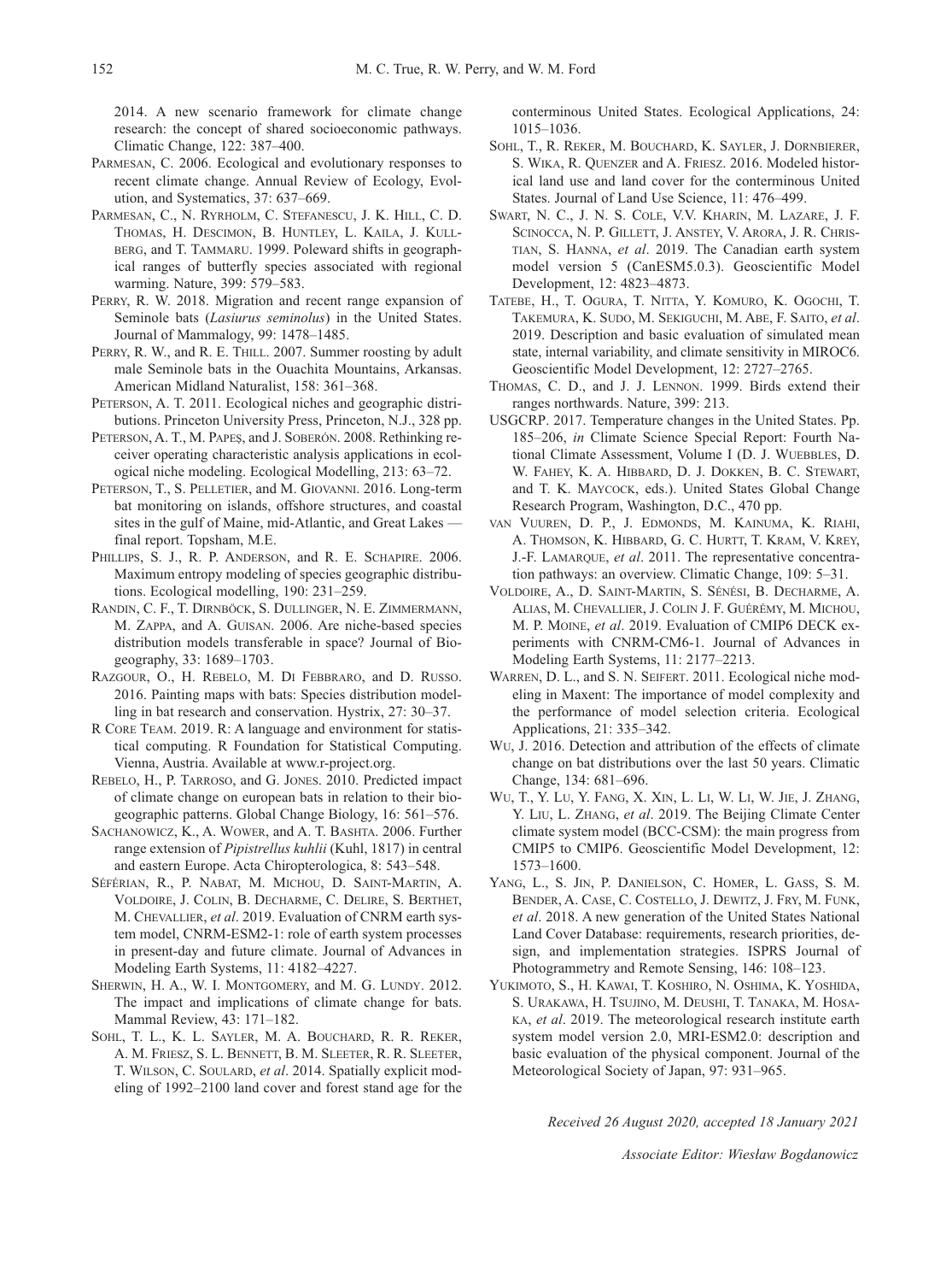2014. A new scenario framework for climate change research: the concept of shared socioeconomic pathways. Climatic Change, 122: 387–400.

Parmesan, C. 2006. Ecological and evolutionary responses to recent climate change. Annual Review of Ecology, Evolution, and Systematics, 37: 637–669.

Parmesan, C., N. Ryrholm, C. Stefanescu, J. K. Hill, C. D. Thomas, H. Descimon, B. Huntley, L. Kaila, J. Kullberg, and T. Tammaru. 1999. Poleward shifts in geographical ranges of butterfly species associated with regional warming. Nature, 399: 579–583.

Perry, R. W. 2018. Migration and recent range expansion of Seminole bats (*Lasiurus seminolus*) in the United States. Journal of Mammalogy, 99: 1478–1485.

Perry, R. W., and R. E. Thill. 2007. Summer roosting by adult male Seminole bats in the Ouachita Mountains, Arkansas. American Midland Naturalist, 158: 361–368.

Peterson, A. T. 2011. Ecological niches and geographic distributions. Princeton University Press, Princeton, N.J., 328 pp.

Peterson, A. T., M. Papeş, and J. Soberón. 2008. Rethinking receiver operating characteristic analysis applications in ecological niche modeling. Ecological Modelling, 213: 63–72.

Peterson, T., S. Pelletier, and M. Giovanni. 2016. Long-term bat monitoring on islands, offshore structures, and coastal sites in the gulf of Maine, mid-Atlantic, and Great Lakes — final report. Topsham, M.E.

Phillips, S. J., R. P. Anderson, and R. E. Schapire. 2006. Maximum entropy modeling of species geographic distributions. Ecological modelling, 190: 231–259.

Randin, C. F., T. Dirnböck, S. Dullinger, N. E. Zimmermann, M. Zappa, and A. Guisan. 2006. Are niche-based species distribution models transferable in space? Journal of Biogeography, 33: 1689–1703.

Razgour, O., H. Rebelo, M. Di Febbraro, and D. Russo. 2016. Painting maps with bats: Species distribution modelling in bat research and conservation. Hystrix, 27: 30–37.

R Core Team. 2019. R: A language and environment for statistical computing. R Foundation for Statistical Computing. Vienna, Austria. Available at www.r-project.org.

Rebelo, H., P. Tarroso, and G. Jones. 2010. Predicted impact of climate change on european bats in relation to their biogeographic patterns. Global Change Biology, 16: 561–576.

Sachanowicz, K., A. Wower, and A. T. Bashta. 2006. Further range extension of *Pipistrellus kuhlii* (Kuhl, 1817) in central and eastern Europe. Acta Chiropterologica, 8: 543–548.

Séférian, R., P. Nabat, M. Michou, D. Saint-Martin, A. Voldoire, J. Colin, B. Decharme, C. Delire, S. Berthet, M. Chevallier, *et al*. 2019. Evaluation of CNRM earth system model, CNRM-ESM2-1: role of earth system processes in present-day and future climate. Journal of Advances in Modeling Earth Systems, 11: 4182–4227.

Sherwin, H. A., W. I. Montgomery, and M. G. Lundy. 2012. The impact and implications of climate change for bats. Mammal Review, 43: 171–182.

Sohl, T. L., K. L. Sayler, M. A. Bouchard, R. R. Reker, A. M. Friesz, S. L. Bennett, B. M. Sleeter, R. R. Sleeter, T. Wilson, C. Soulard, *et al*. 2014. Spatially explicit modeling of 1992–2100 land cover and forest stand age for the conterminous United States. Ecological Applications, 24: 1015–1036.

Sohl, T., R. Reker, M. Bouchard, K. Sayler, J. Dornbierer, S. Wika, R. Quenzer and A. Friesz. 2016. Modeled historical land use and land cover for the conterminous United States. Journal of Land Use Science, 11: 476–499.

Swart, N. C., J. N. S. Cole, V.V. Kharin, M. Lazare, J. F. Scinocca, N. P. Gillett, J. Anstey, V. Arora, J. R. Christian, S. Hanna, *et al*. 2019. The Canadian earth system model version 5 (CanESM5.0.3). Geoscientific Model Development, 12: 4823–4873.

Tatebe, H., T. Ogura, T. Nitta, Y. Komuro, K. Ogochi, T. Takemura, K. Sudo, M. Sekiguchi, M. Abe, F. Saito, *et al*. 2019. Description and basic evaluation of simulated mean state, internal variability, and climate sensitivity in MIROC6. Geoscientific Model Development, 12: 2727–2765.

Thomas, C. D., and J. J. Lennon. 1999. Birds extend their ranges northwards. Nature, 399: 213.

USGCRP. 2017. Temperature changes in the United States. Pp. 185–206, *in* Climate Science Special Report: Fourth National Climate Assessment, Volume I (D. J. Wuebbles, D. W. Fahey, K. A. Hibbard, D. J. Dokken, B. C. Stewart, and T. K. Maycock, eds.). United States Global Change Research Program, Washington, D.C., 470 pp.

van Vuuren, D. P., J. Edmonds, M. Kainuma, K. Riahi, A. Thomson, K. Hibbard, G. C. Hurtt, T. Kram, V. Krey, J.-F. Lamarque, *et al*. 2011. The representative concentration pathways: an overview. Climatic Change, 109: 5–31.

Voldoire, A., D. Saint-Martin, S. Sénési, B. Decharme, A. Alias, M. Chevallier, J. Colin J. F. Guérémy, M. Michou, M. P. Moine, *et al*. 2019. Evaluation of CMIP6 DECK experiments with CNRM-CM6-1. Journal of Advances in Modeling Earth Systems, 11: 2177–2213.

Warren, D. L., and S. N. Seifert. 2011. Ecological niche modeling in Maxent: The importance of model complexity and the performance of model selection criteria. Ecological Applications, 21: 335–342.

Wu, J. 2016. Detection and attribution of the effects of climate change on bat distributions over the last 50 years. Climatic Change, 134: 681–696.

Wu, T., Y. Lu, Y. Fang, X. Xin, L. Li, W. Li, W. Jie, J. Zhang, Y. Liu, L. Zhang, *et al*. 2019. The Beijing Climate Center climate system model (BCC-CSM): the main progress from CMIP5 to CMIP6. Geoscientific Model Development, 12: 1573–1600.

Yang, L., S. Jin, P. Danielson, C. Homer, L. Gass, S. M. Bender, A. Case, C. Costello, J. Dewitz, J. Fry, M. Funk, *et al*. 2018. A new generation of the United States National Land Cover Database: requirements, research priorities, design, and implementation strategies. ISPRS Journal of Photogrammetry and Remote Sensing, 146: 108–123.

Yukimoto, S., H. Kawai, T. Koshiro, N. Oshima, K. Yoshida, S. Urakawa, H. Tsujino, M. Deushi, T. Tanaka, M. Hosaka, *et al*. 2019. The meteorological research institute earth system model version 2.0, MRI-ESM2.0: description and basic evaluation of the physical component. Journal of the Meteorological Society of Japan, 97: 931–965.

*Received 26 August 2020, accepted 18 January 2021*

*Associate Editor: Wiesław Bogdanowicz*